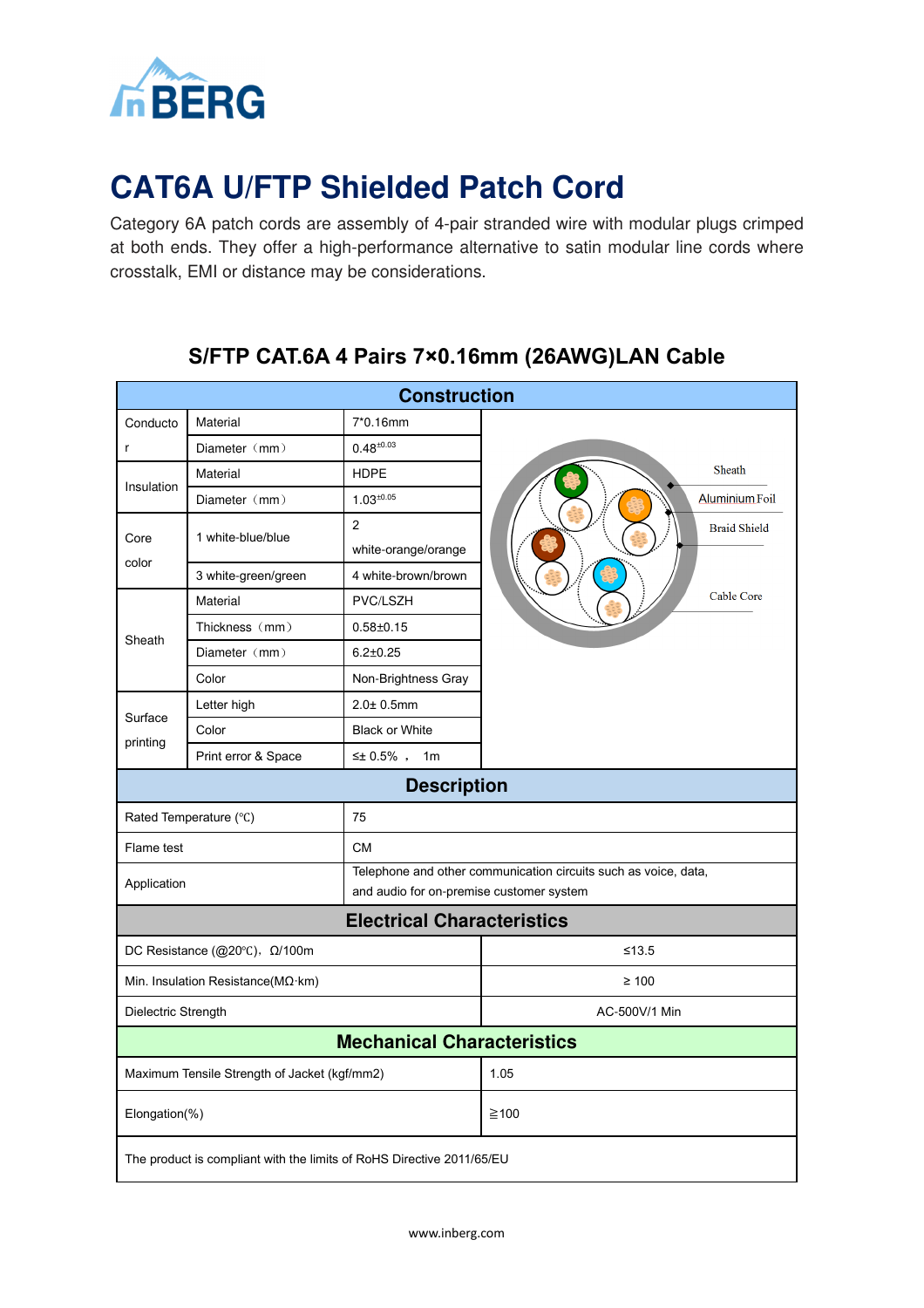# CAT6A U/FTP Shielded Patch Cord

Category 6A patch cords are assembly of 4-pair stranded wire with modular plugs crimped at both ends. They offer a high-performance alternative to satin modular line cords where crosstalk, EMI or distance may be considerations.

## S/FTP CAT.6A 4 Pairs 7×0.16mm (26AWG)LAN Cable

| Construction | | | |
|---|---|---|---|
| Conductor | Material | 7*0.16mm | |
| | Diameter（mm） | $0.48^{\pm0.03}$ | |
| Insulation | Material | HDPE | |
| | Diameter（mm） | $1.03^{\pm0.05}$ | |
| Core color | 1 white-blue/blue | 2 white-orange/orange | |
| | 3 white-green/green | 4 white-brown/brown | |
| Sheath | Material | PVC/LSZH | |
| | Thickness（mm） | 0.58±0.15 | |
| | Diameter（mm） | 6.2±0.25 | |
| | Color | Non-Brightness Gray | |
| Surface printing | Letter high | 2.0± 0.5mm | |
| | Color | Black or White | |
| | Print error & Space | ≤± 0.5% ， 1m | |

Sheath
Aluminium Foil
Braid Shield
Cable Core

| Description | |
|---|---|
| Rated Temperature (℃) | 75 |
| Flame test | CM |
| Application | Telephone and other communication circuits such as voice, data, and audio for on-premise customer system |

| Electrical Characteristics | |
|---|---|
| DC Resistance (@20℃)，Ω/100m | ≤13.5 |
| Min. Insulation Resistance(MΩ·km) | ≥ 100 |
| Dielectric Strength | AC-500V/1 Min |

| Mechanical Characteristics | |
|---|---|
| Maximum Tensile Strength of Jacket (kgf/mm2) | 1.05 |
| Elongation(%) | ≧100 |

The product is compliant with the limits of RoHS Directive 2011/65/EU

www.inberg.com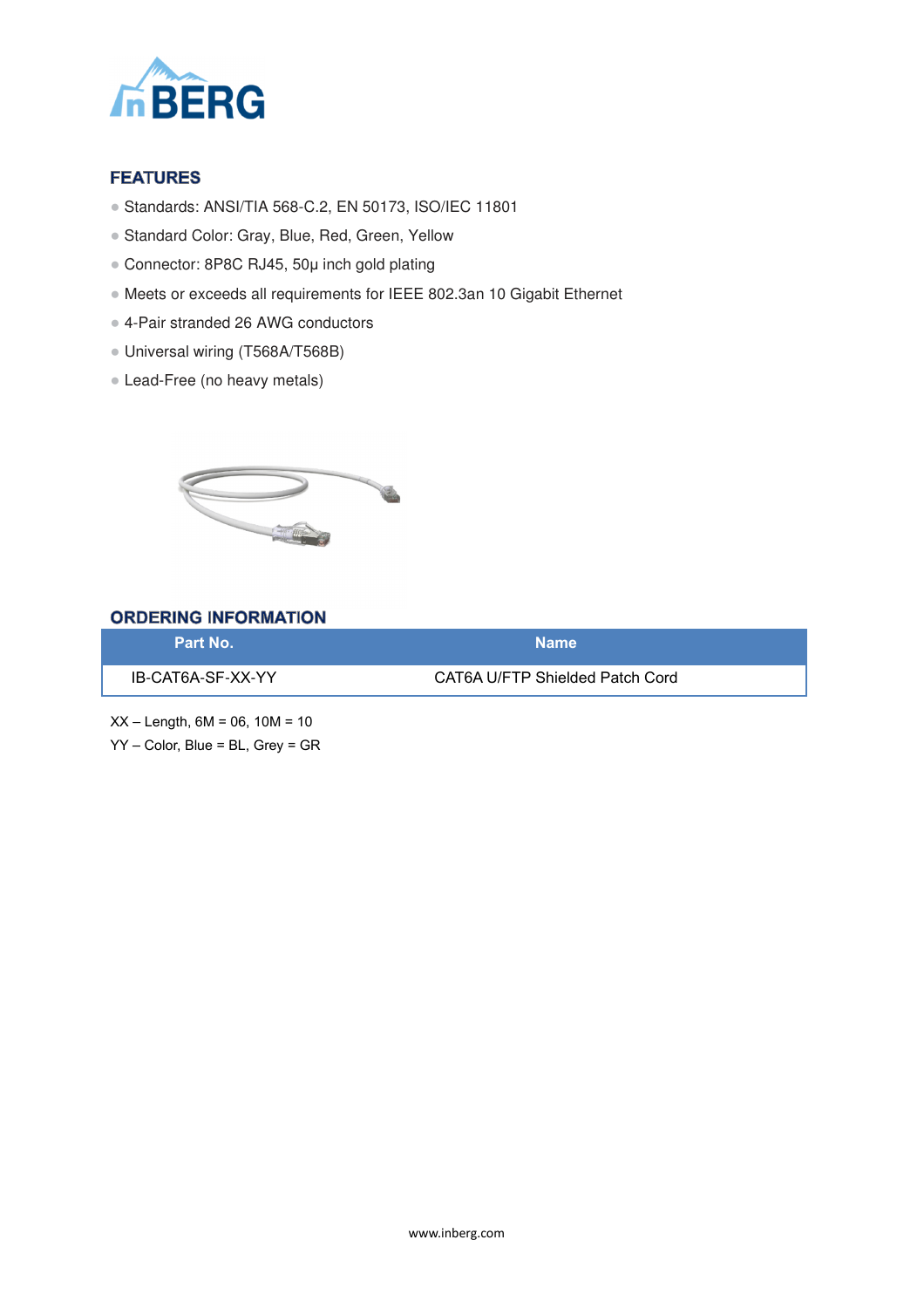## FEATURES

- Standards: ANSI/TIA 568-C.2, EN 50173, ISO/IEC 11801
- Standard Color: Gray, Blue, Red, Green, Yellow
- Connector: 8P8C RJ45, 50μ inch gold plating
- Meets or exceeds all requirements for IEEE 802.3an 10 Gigabit Ethernet
- 4-Pair stranded 26 AWG conductors
- Universal wiring (T568A/T568B)
- Lead-Free (no heavy metals)

## ORDERING INFORMATION

| Part No. | Name |
|---|---|
| IB-CAT6A-SF-XX-YY | CAT6A U/FTP Shielded Patch Cord |

XX – Length, 6M = 06, 10M = 10

YY – Color, Blue = BL, Grey = GR